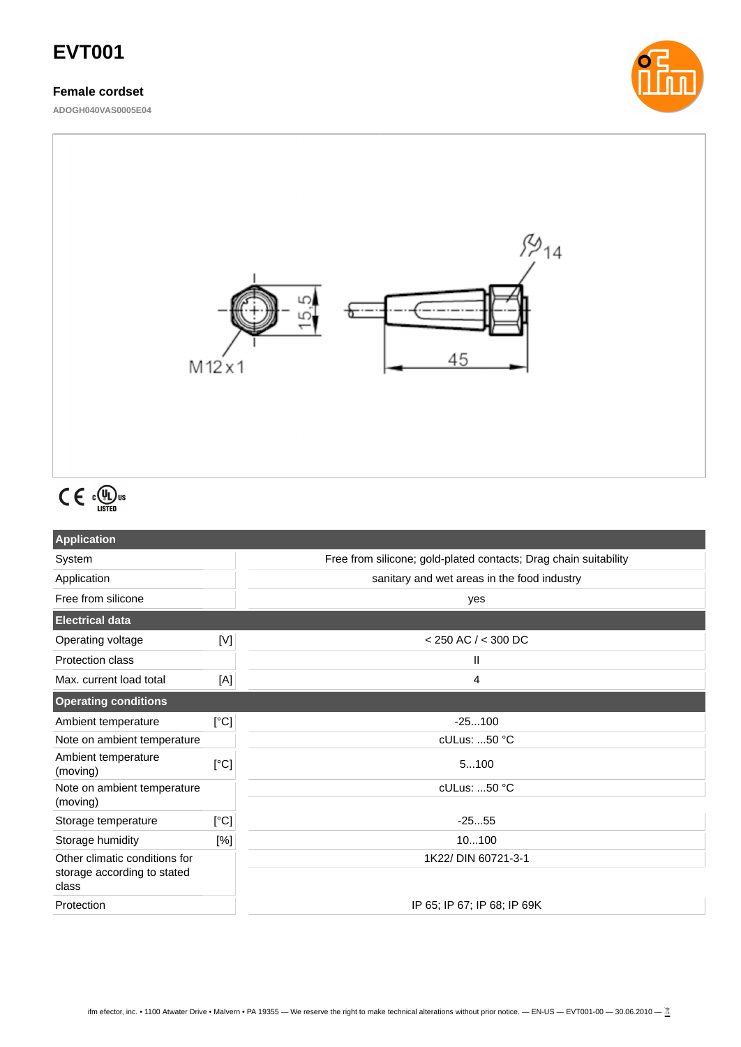# EVT001

**Female cordset**

**ADOGH040VAS0005E04**

| Application | | |
|---|---|---|
| System | | Free from silicone; gold-plated contacts; Drag chain suitability |
| Application | | sanitary and wet areas in the food industry |
| Free from silicone | | yes |
| **Electrical data** | | |
| Operating voltage | [V] | < 250 AC / < 300 DC |
| Protection class | | II |
| Max. current load total | [A] | 4 |
| **Operating conditions** | | |
| Ambient temperature | [°C] | -25...100 |
| Note on ambient temperature | | cULus: ...50 °C |
| Ambient temperature (moving) | [°C] | 5...100 |
| Note on ambient temperature (moving) | | cULus: ...50 °C |
| Storage temperature | [°C] | -25...55 |
| Storage humidity | [%] | 10...100 |
| Other climatic conditions for storage according to stated class | | 1K22/ DIN 60721-3-1 |
| Protection | | IP 65; IP 67; IP 68; IP 69K |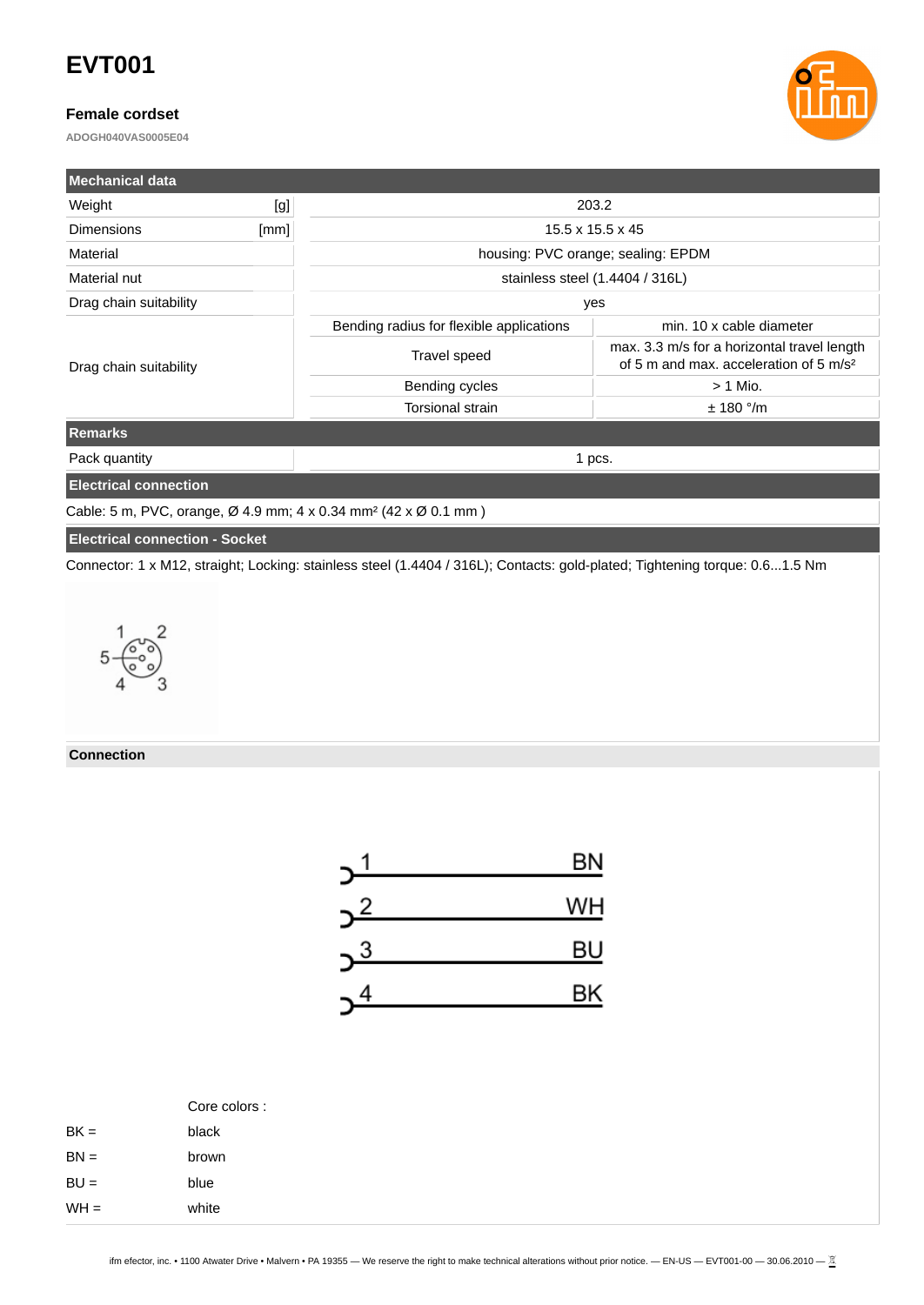# EVT001

### Female cordset

ADOGH040VAS0005E04

| Mechanical data | | | |
|---|---|---|---|
| Weight | [g] | 203.2 | |
| Dimensions | [mm] | 15.5 x 15.5 x 45 | |
| Material | | housing: PVC orange; sealing: EPDM | |
| Material nut | | stainless steel (1.4404 / 316L) | |
| Drag chain suitability | | yes | |
| Drag chain suitability | | Bending radius for flexible applications | min. 10 x cable diameter |
| | | Travel speed | max. 3.3 m/s for a horizontal travel length of 5 m and max. acceleration of 5 m/s² |
| | | Bending cycles | > 1 Mio. |
| | | Torsional strain | ± 180 °/m |

| Remarks | |
|---|---|
| Pack quantity | 1 pcs. |

**Electrical connection**

Cable: 5 m, PVC, orange, Ø 4.9 mm; 4 x 0.34 mm² (42 x Ø 0.1 mm )

**Electrical connection - Socket**

Connector: 1 x M12, straight; Locking: stainless steel (1.4404 / 316L); Contacts: gold-plated; Tightening torque: 0.6...1.5 Nm

1
2
5
4
3

**Connection**

1 BN
2 WH
3 BU
4 BK

| | Core colors : |
|---|---|
| BK = | black |
| BN = | brown |
| BU = | blue |
| WH = | white |